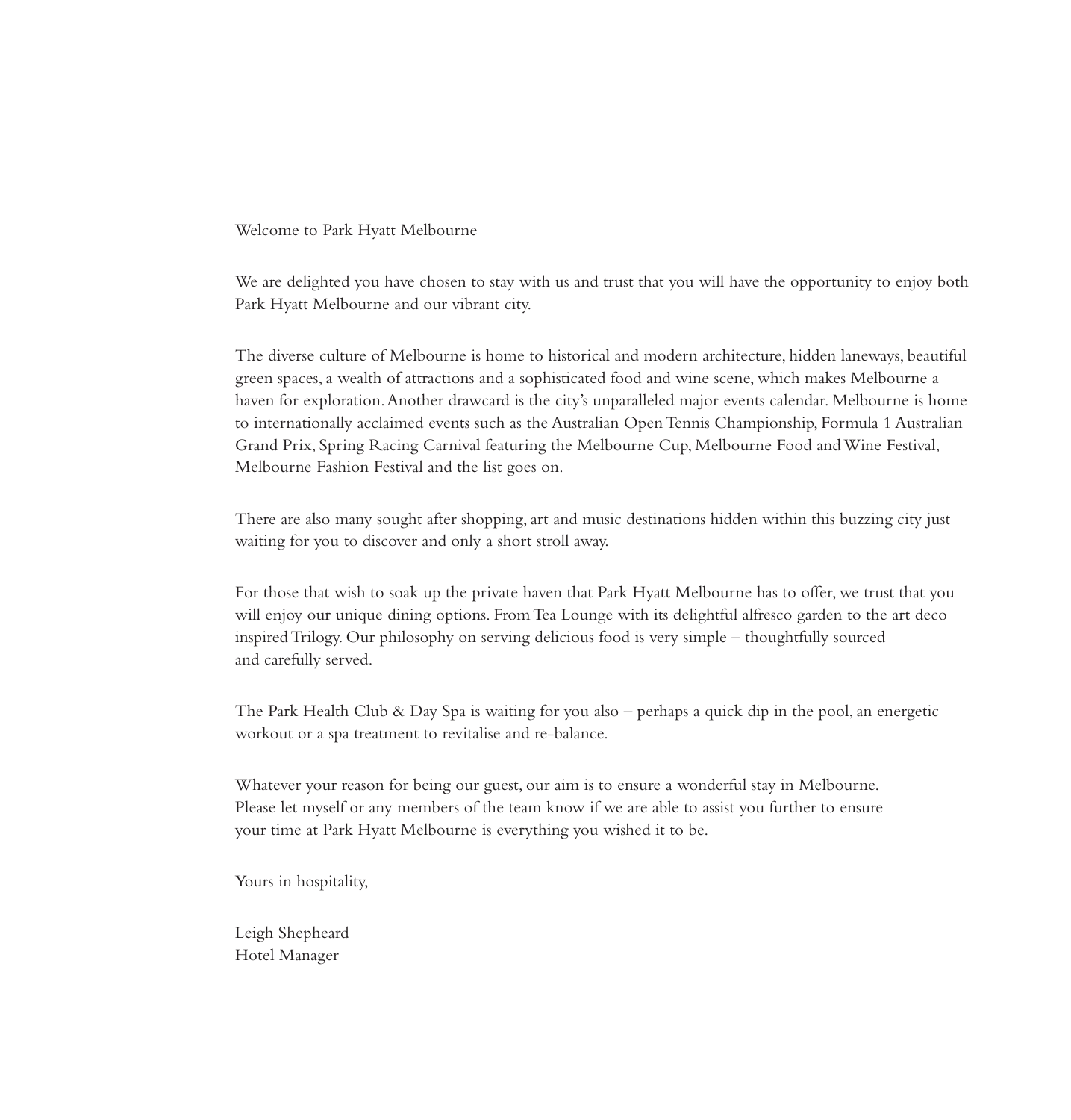# Welcome to Park Hyatt Melbourne

We are delighted you have chosen to stay with us and trust that you will have the opportunity to enjoy both Park Hyatt Melbourne and our vibrant city.

The diverse culture of Melbourne is home to historical and modern architecture, hidden laneways, beautiful green spaces, a wealth of attractions and a sophisticated food and wine scene, which makes Melbourne a haven for exploration. Another drawcard is the city's unparalleled major events calendar. Melbourne is home to internationally acclaimed events such as the Australian Open Tennis Championship, Formula 1 Australian Grand Prix, Spring Racing Carnival featuring the Melbourne Cup, Melbourne Food and Wine Festival, Melbourne Fashion Festival and the list goes on.

There are also many sought after shopping, art and music destinations hidden within this buzzing city just waiting for you to discover and only a short stroll away.

For those that wish to soak up the private haven that Park Hyatt Melbourne has to offer, we trust that you will enjoy our unique dining options. From Tea Lounge with its delightful alfresco garden to the art deco inspired Trilogy. Our philosophy on serving delicious food is very simple – thoughtfully sourced and carefully served.

The Park Health Club & Day Spa is waiting for you also – perhaps a quick dip in the pool, an energetic workout or a spa treatment to revitalise and re-balance.

Whatever your reason for being our guest, our aim is to ensure a wonderful stay in Melbourne. Please let myself or any members of the team know if we are able to assist you further to ensure your time at Park Hyatt Melbourne is everything you wished it to be.

Yours in hospitality,

Leigh Shepheard
Hotel Manager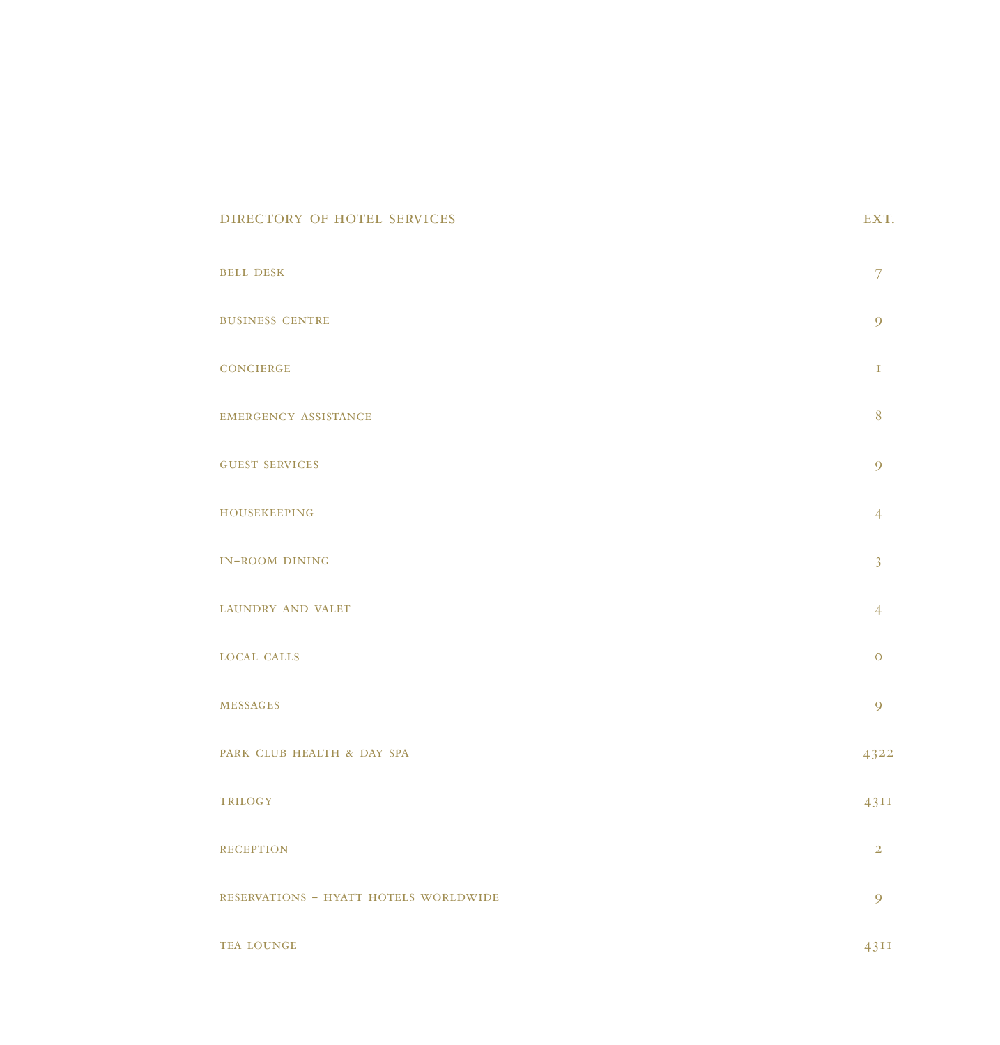| DIRECTORY OF HOTEL SERVICES | EXT. |
| --- | --- |
| BELL DESK | 7 |
| BUSINESS CENTRE | 9 |
| CONCIERGE | 1 |
| EMERGENCY ASSISTANCE | 8 |
| GUEST SERVICES | 9 |
| HOUSEKEEPING | 4 |
| IN-ROOM DINING | 3 |
| LAUNDRY AND VALET | 4 |
| LOCAL CALLS | 0 |
| MESSAGES | 9 |
| PARK CLUB HEALTH & DAY SPA | 4322 |
| TRILOGY | 4311 |
| RECEPTION | 2 |
| RESERVATIONS – HYATT HOTELS WORLDWIDE | 9 |
| TEA LOUNGE | 4311 |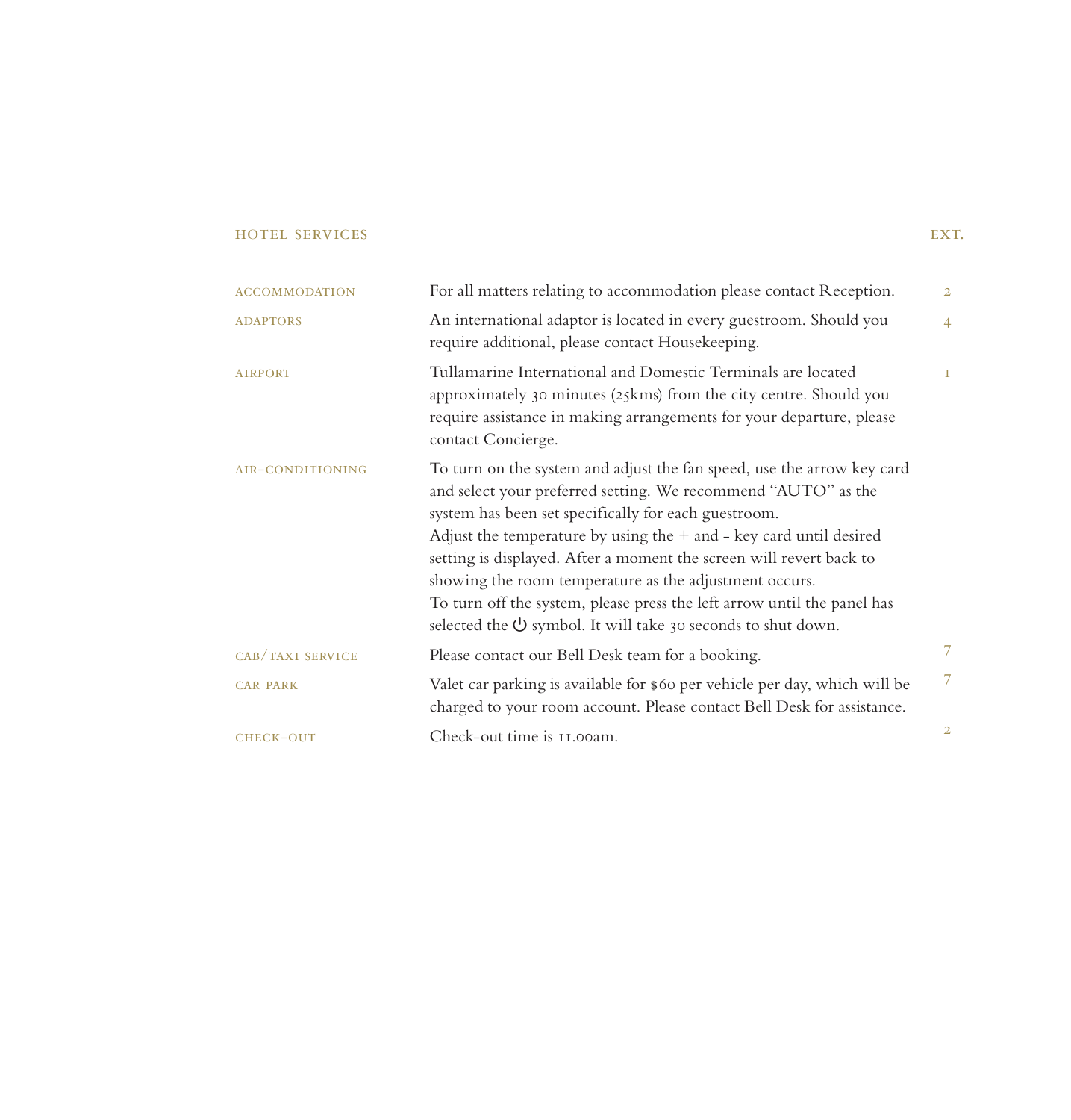| HOTEL SERVICES | | EXT. |
|---|---|---|
| ACCOMMODATION | For all matters relating to accommodation please contact Reception. | 2 |
| ADAPTORS | An international adaptor is located in every guestroom. Should you require additional, please contact Housekeeping. | 4 |
| AIRPORT | Tullamarine International and Domestic Terminals are located approximately 30 minutes (25kms) from the city centre. Should you require assistance in making arrangements for your departure, please contact Concierge. | 1 |
| AIR-CONDITIONING | To turn on the system and adjust the fan speed, use the arrow key card and select your preferred setting. We recommend "AUTO" as the system has been set specifically for each guestroom.<br>Adjust the temperature by using the + and - key card until desired setting is displayed. After a moment the screen will revert back to showing the room temperature as the adjustment occurs.<br>To turn off the system, please press the left arrow until the panel has selected the ⏻ symbol. It will take 30 seconds to shut down. | |
| CAB/TAXI SERVICE | Please contact our Bell Desk team for a booking. | 7 |
| CAR PARK | Valet car parking is available for $60 per vehicle per day, which will be charged to your room account. Please contact Bell Desk for assistance. | 7 |
| CHECK-OUT | Check-out time is 11.00am. | 2 |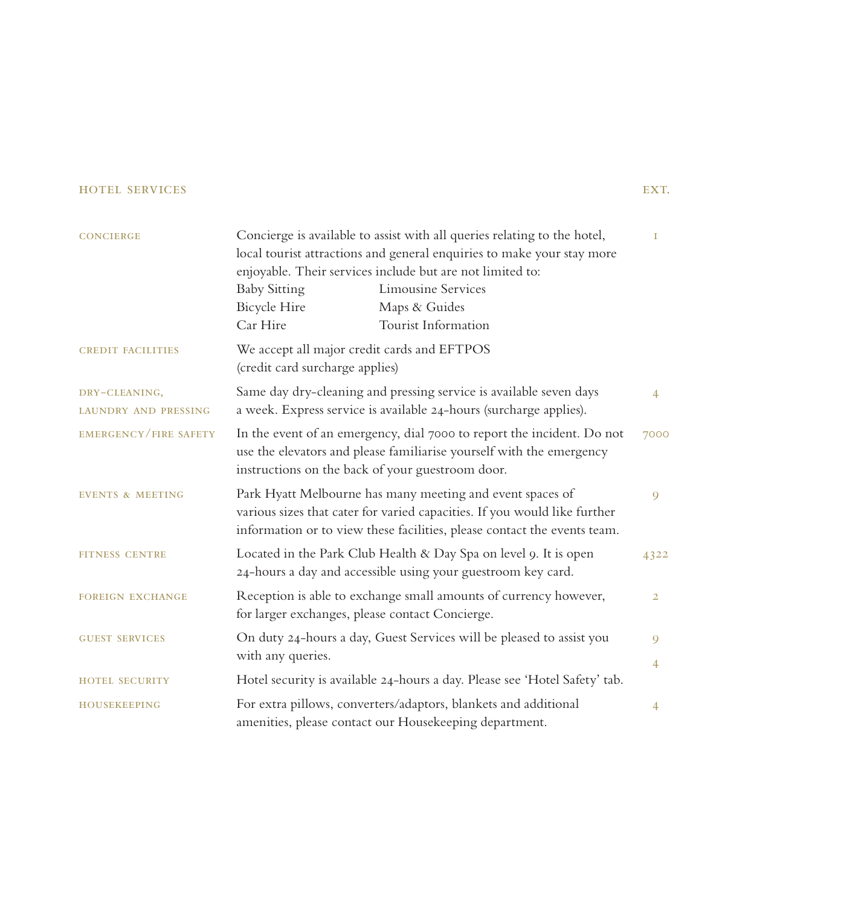## HOTEL SERVICES

| | | EXT. |
|---|---|---|
| CONCIERGE | Concierge is available to assist with all queries relating to the hotel, local tourist attractions and general enquiries to make your stay more enjoyable. Their services include but are not limited to: Baby Sitting, Bicycle Hire, Car Hire, Limousine Services, Maps & Guides, Tourist Information | 1 |
| CREDIT FACILITIES | We accept all major credit cards and EFTPOS (credit card surcharge applies) | |
| DRY-CLEANING, LAUNDRY AND PRESSING | Same day dry-cleaning and pressing service is available seven days a week. Express service is available 24-hours (surcharge applies). | 4 |
| EMERGENCY/FIRE SAFETY | In the event of an emergency, dial 7000 to report the incident. Do not use the elevators and please familiarise yourself with the emergency instructions on the back of your guestroom door. | 7000 |
| EVENTS & MEETING | Park Hyatt Melbourne has many meeting and event spaces of various sizes that cater for varied capacities. If you would like further information or to view these facilities, please contact the events team. | 9 |
| FITNESS CENTRE | Located in the Park Club Health & Day Spa on level 9. It is open 24-hours a day and accessible using your guestroom key card. | 4322 |
| FOREIGN EXCHANGE | Reception is able to exchange small amounts of currency however, for larger exchanges, please contact Concierge. | 2 |
| GUEST SERVICES | On duty 24-hours a day, Guest Services will be pleased to assist you with any queries. | 9 |
| HOTEL SECURITY | Hotel security is available 24-hours a day. Please see 'Hotel Safety' tab. | 4 |
| HOUSEKEEPING | For extra pillows, converters/adaptors, blankets and additional amenities, please contact our Housekeeping department. | 4 |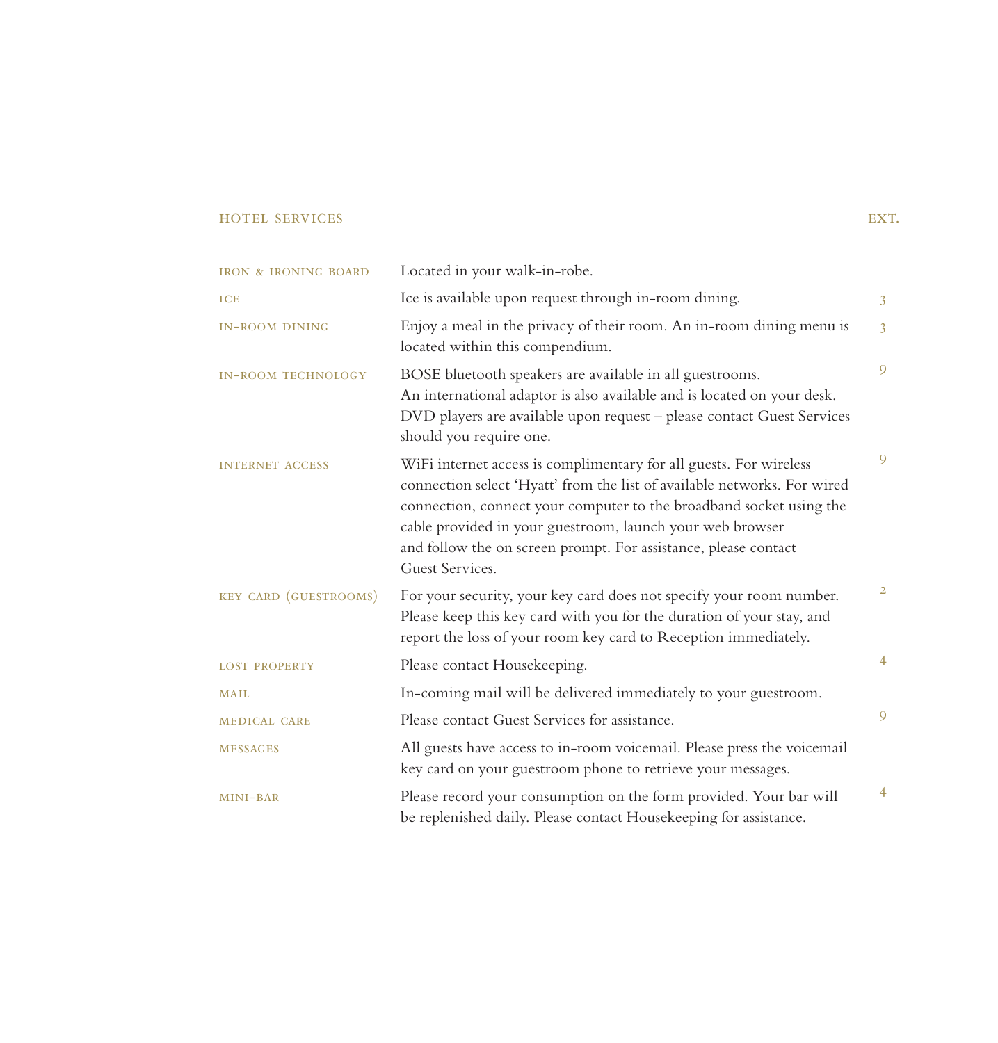| HOTEL SERVICES | | EXT. |
|---|---|---|
| IRON & IRONING BOARD | Located in your walk-in-robe. | |
| ICE | Ice is available upon request through in-room dining. | 3 |
| IN-ROOM DINING | Enjoy a meal in the privacy of their room. An in-room dining menu is located within this compendium. | 3 |
| IN-ROOM TECHNOLOGY | BOSE bluetooth speakers are available in all guestrooms. An international adaptor is also available and is located on your desk. DVD players are available upon request – please contact Guest Services should you require one. | 9 |
| INTERNET ACCESS | WiFi internet access is complimentary for all guests. For wireless connection select 'Hyatt' from the list of available networks. For wired connection, connect your computer to the broadband socket using the cable provided in your guestroom, launch your web browser and follow the on screen prompt. For assistance, please contact Guest Services. | 9 |
| KEY CARD (GUESTROOMS) | For your security, your key card does not specify your room number. Please keep this key card with you for the duration of your stay, and report the loss of your room key card to Reception immediately. | 2 |
| LOST PROPERTY | Please contact Housekeeping. | 4 |
| MAIL | In-coming mail will be delivered immediately to your guestroom. | |
| MEDICAL CARE | Please contact Guest Services for assistance. | 9 |
| MESSAGES | All guests have access to in-room voicemail. Please press the voicemail key card on your guestroom phone to retrieve your messages. | |
| MINI-BAR | Please record your consumption on the form provided. Your bar will be replenished daily. Please contact Housekeeping for assistance. | 4 |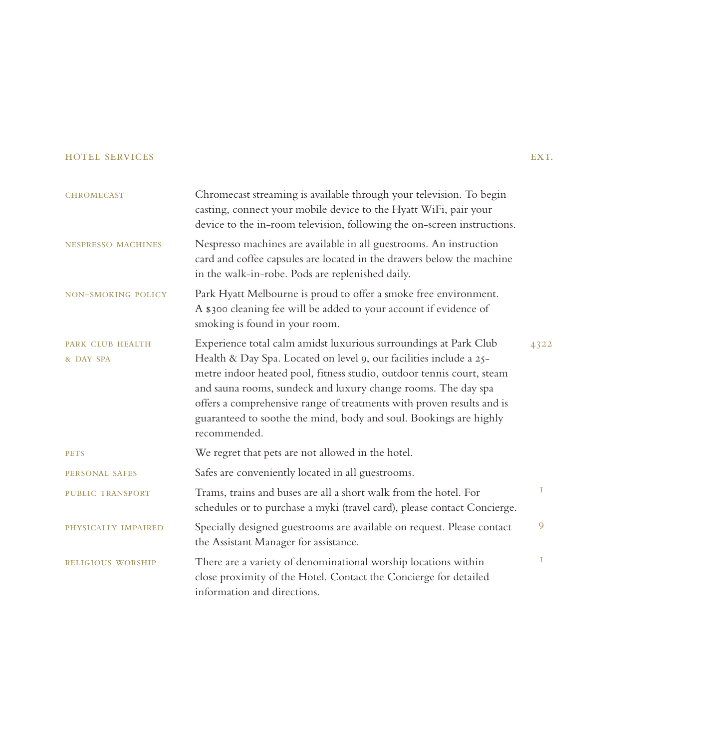| HOTEL SERVICES | | EXT. |
|---|---|---|
| CHROMECAST | Chromecast streaming is available through your television. To begin casting, connect your mobile device to the Hyatt WiFi, pair your device to the in-room television, following the on-screen instructions. | |
| NESPRESSO MACHINES | Nespresso machines are available in all guestrooms. An instruction card and coffee capsules are located in the drawers below the machine in the walk-in-robe. Pods are replenished daily. | |
| NON-SMOKING POLICY | Park Hyatt Melbourne is proud to offer a smoke free environment. A $300 cleaning fee will be added to your account if evidence of smoking is found in your room. | |
| PARK CLUB HEALTH & DAY SPA | Experience total calm amidst luxurious surroundings at Park Club Health & Day Spa. Located on level 9, our facilities include a 25-metre indoor heated pool, fitness studio, outdoor tennis court, steam and sauna rooms, sundeck and luxury change rooms. The day spa offers a comprehensive range of treatments with proven results and is guaranteed to soothe the mind, body and soul. Bookings are highly recommended. | 4322 |
| PETS | We regret that pets are not allowed in the hotel. | |
| PERSONAL SAFES | Safes are conveniently located in all guestrooms. | |
| PUBLIC TRANSPORT | Trams, trains and buses are all a short walk from the hotel. For schedules or to purchase a myki (travel card), please contact Concierge. | 1 |
| PHYSICALLY IMPAIRED | Specially designed guestrooms are available on request. Please contact the Assistant Manager for assistance. | 9 |
| RELIGIOUS WORSHIP | There are a variety of denominational worship locations within close proximity of the Hotel. Contact the Concierge for detailed information and directions. | 1 |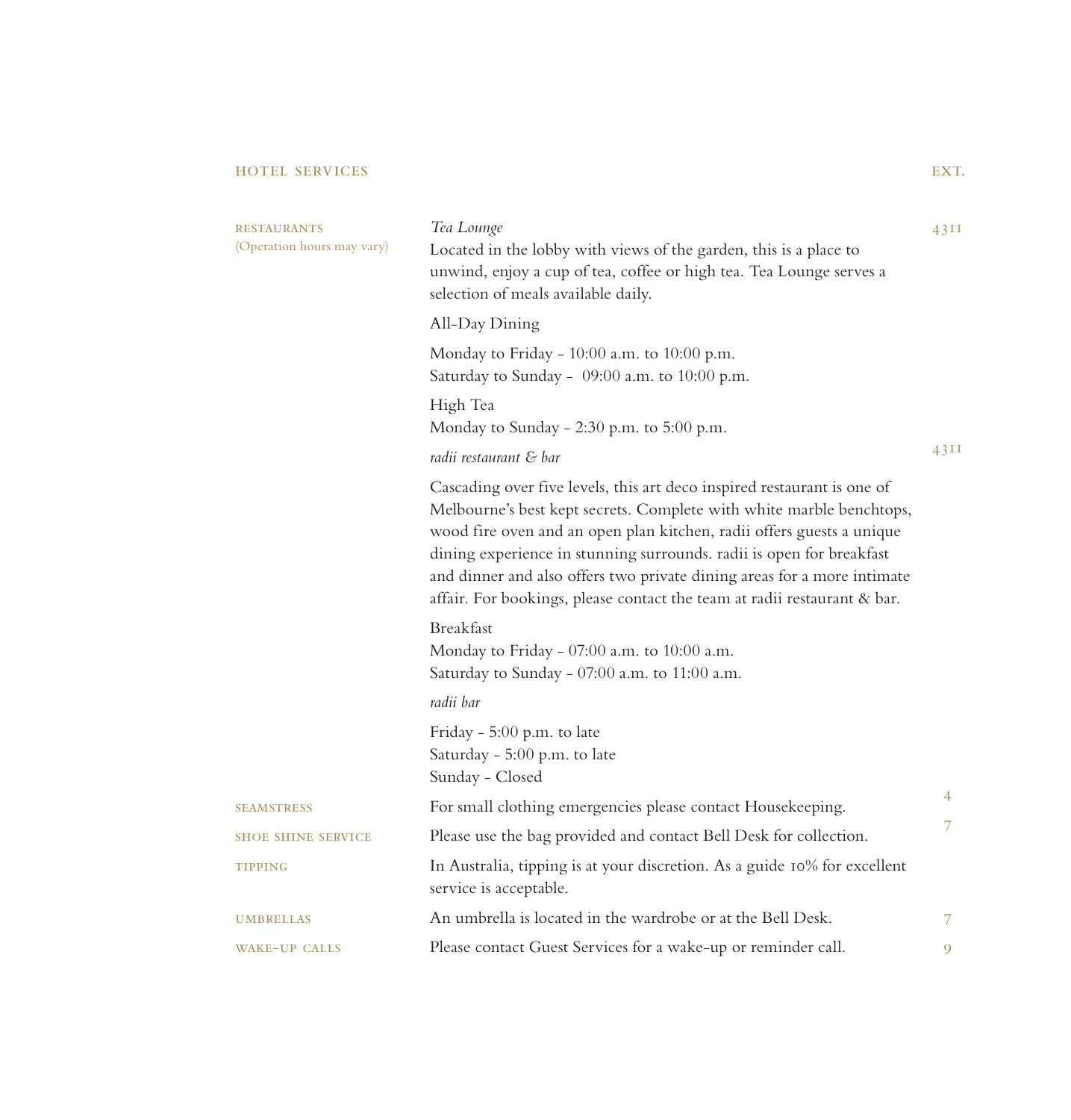## HOTEL SERVICES

| | | EXT. |
|---|---|---|
| RESTAURANTS (Operation hours may vary) | *Tea Lounge*<br>Located in the lobby with views of the garden, this is a place to unwind, enjoy a cup of tea, coffee or high tea. Tea Lounge serves a selection of meals available daily.<br>All-Day Dining<br>Monday to Friday - 10:00 a.m. to 10:00 p.m.<br>Saturday to Sunday - 09:00 a.m. to 10:00 p.m.<br>High Tea<br>Monday to Sunday - 2:30 p.m. to 5:00 p.m. | 4311 |
| | *radii restaurant & bar*<br>Cascading over five levels, this art deco inspired restaurant is one of Melbourne's best kept secrets. Complete with white marble benchtops, wood fire oven and an open plan kitchen, radii offers guests a unique dining experience in stunning surrounds. radii is open for breakfast and dinner and also offers two private dining areas for a more intimate affair. For bookings, please contact the team at radii restaurant & bar.<br>Breakfast<br>Monday to Friday - 07:00 a.m. to 10:00 a.m.<br>Saturday to Sunday - 07:00 a.m. to 11:00 a.m.<br>*radii bar*<br>Friday - 5:00 p.m. to late<br>Saturday - 5:00 p.m. to late<br>Sunday - Closed | 4311 |
| SEAMSTRESS | For small clothing emergencies please contact Housekeeping. | 4 |
| SHOE SHINE SERVICE | Please use the bag provided and contact Bell Desk for collection. | 7 |
| TIPPING | In Australia, tipping is at your discretion. As a guide 10% for excellent service is acceptable. | |
| UMBRELLAS | An umbrella is located in the wardrobe or at the Bell Desk. | 7 |
| WAKE-UP CALLS | Please contact Guest Services for a wake-up or reminder call. | 9 |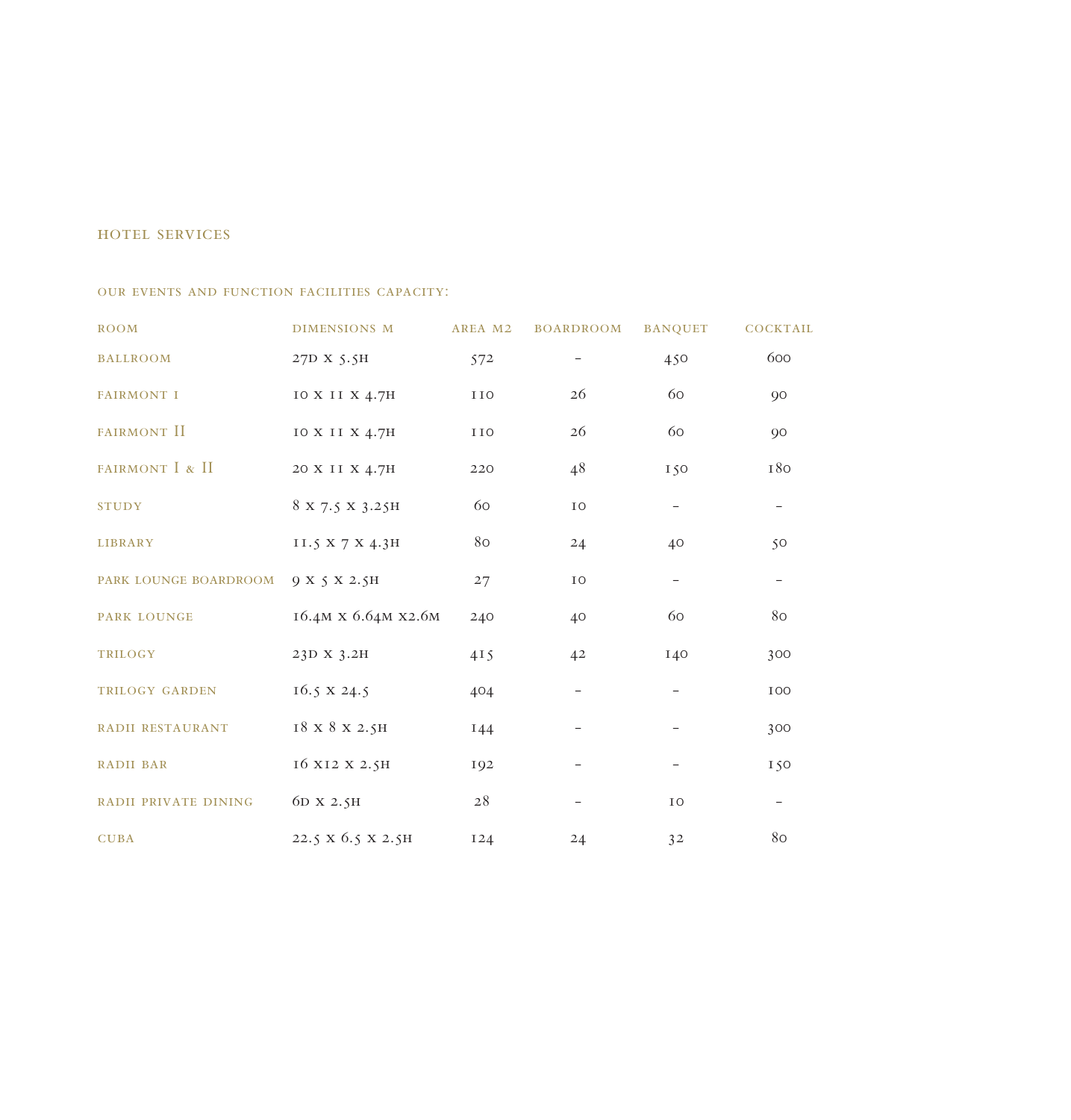## HOTEL SERVICES

### OUR EVENTS AND FUNCTION FACILITIES CAPACITY:

| ROOM | DIMENSIONS M | AREA M2 | BOARDROOM | BANQUET | COCKTAIL |
|---|---|---|---|---|---|
| BALLROOM | 27D X 5.5H | 572 | - | 450 | 600 |
| FAIRMONT I | 10 X 11 X 4.7H | 110 | 26 | 60 | 90 |
| FAIRMONT II | 10 X 11 X 4.7H | 110 | 26 | 60 | 90 |
| FAIRMONT I & II | 20 X 11 X 4.7H | 220 | 48 | 150 | 180 |
| STUDY | 8 X 7.5 X 3.25H | 60 | 10 | - | - |
| LIBRARY | 11.5 X 7 X 4.3H | 80 | 24 | 40 | 50 |
| PARK LOUNGE BOARDROOM | 9 X 5 X 2.5H | 27 | 10 | - | - |
| PARK LOUNGE | 16.4M X 6.64M X2.6M | 240 | 40 | 60 | 80 |
| TRILOGY | 23D X 3.2H | 415 | 42 | 140 | 300 |
| TRILOGY GARDEN | 16.5 X 24.5 | 404 | - | - | 100 |
| RADII RESTAURANT | 18 X 8 X 2.5H | 144 | - | - | 300 |
| RADII BAR | 16 X12 X 2.5H | 192 | - | - | 150 |
| RADII PRIVATE DINING | 6D X 2.5H | 28 | - | 10 | - |
| CUBA | 22.5 X 6.5 X 2.5H | 124 | 24 | 32 | 80 |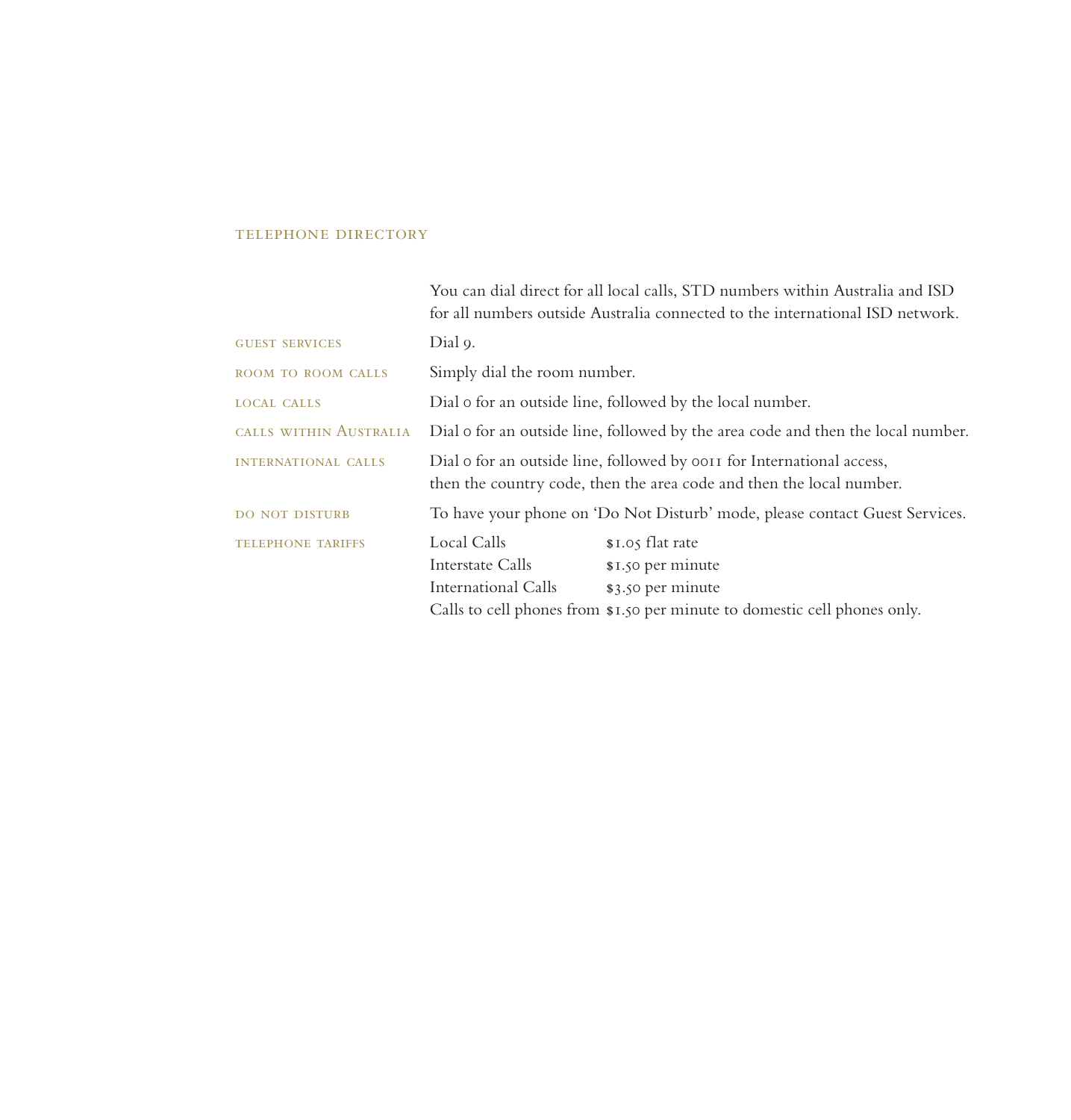## TELEPHONE DIRECTORY

You can dial direct for all local calls, STD numbers within Australia and ISD for all numbers outside Australia connected to the international ISD network.

**GUEST SERVICES** Dial 9.

**ROOM TO ROOM CALLS** Simply dial the room number.

**LOCAL CALLS** Dial 0 for an outside line, followed by the local number.

**CALLS WITHIN AUSTRALIA** Dial 0 for an outside line, followed by the area code and then the local number.

**INTERNATIONAL CALLS** Dial 0 for an outside line, followed by 0011 for International access, then the country code, then the area code and then the local number.

**DO NOT DISTURB** To have your phone on 'Do Not Disturb' mode, please contact Guest Services.

**TELEPHONE TARIFFS**

| | |
|---|---|
| Local Calls | $1.05 flat rate |
| Interstate Calls | $1.50 per minute |
| International Calls | $3.50 per minute |
| Calls to cell phones from | $1.50 per minute to domestic cell phones only. |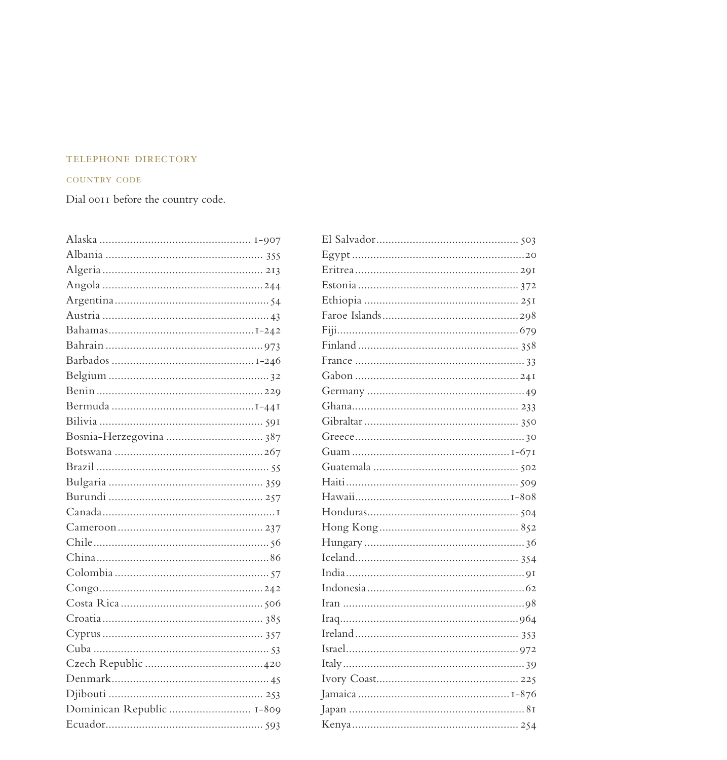## TELEPHONE DIRECTORY

### COUNTRY CODE

Dial 0011 before the country code.

| Country | Code |
| --- | --- |
| Alaska | 1-907 |
| Albania | 355 |
| Algeria | 213 |
| Angola | 244 |
| Argentina | 54 |
| Austria | 43 |
| Bahamas | 1-242 |
| Bahrain | 973 |
| Barbados | 1-246 |
| Belgium | 32 |
| Benin | 229 |
| Bermuda | 1-441 |
| Bilivia | 591 |
| Bosnia-Herzegovina | 387 |
| Botswana | 267 |
| Brazil | 55 |
| Bulgaria | 359 |
| Burundi | 257 |
| Canada | 1 |
| Cameroon | 237 |
| Chile | 56 |
| China | 86 |
| Colombia | 57 |
| Congo | 242 |
| Costa Rica | 506 |
| Croatia | 385 |
| Cyprus | 357 |
| Cuba | 53 |
| Czech Republic | 420 |
| Denmark | 45 |
| Djibouti | 253 |
| Dominican Republic | 1-809 |
| Ecuador | 593 |
| El Salvador | 503 |
| Egypt | 20 |
| Eritrea | 291 |
| Estonia | 372 |
| Ethiopia | 251 |
| Faroe Islands | 298 |
| Fiji | 679 |
| Finland | 358 |
| France | 33 |
| Gabon | 241 |
| Germany | 49 |
| Ghana | 233 |
| Gibraltar | 350 |
| Greece | 30 |
| Guam | 1-671 |
| Guatemala | 502 |
| Haiti | 509 |
| Hawaii | 1-808 |
| Honduras | 504 |
| Hong Kong | 852 |
| Hungary | 36 |
| Iceland | 354 |
| India | 91 |
| Indonesia | 62 |
| Iran | 98 |
| Iraq | 964 |
| Ireland | 353 |
| Israel | 972 |
| Italy | 39 |
| Ivory Coast | 225 |
| Jamaica | 1-876 |
| Japan | 81 |
| Kenya | 254 |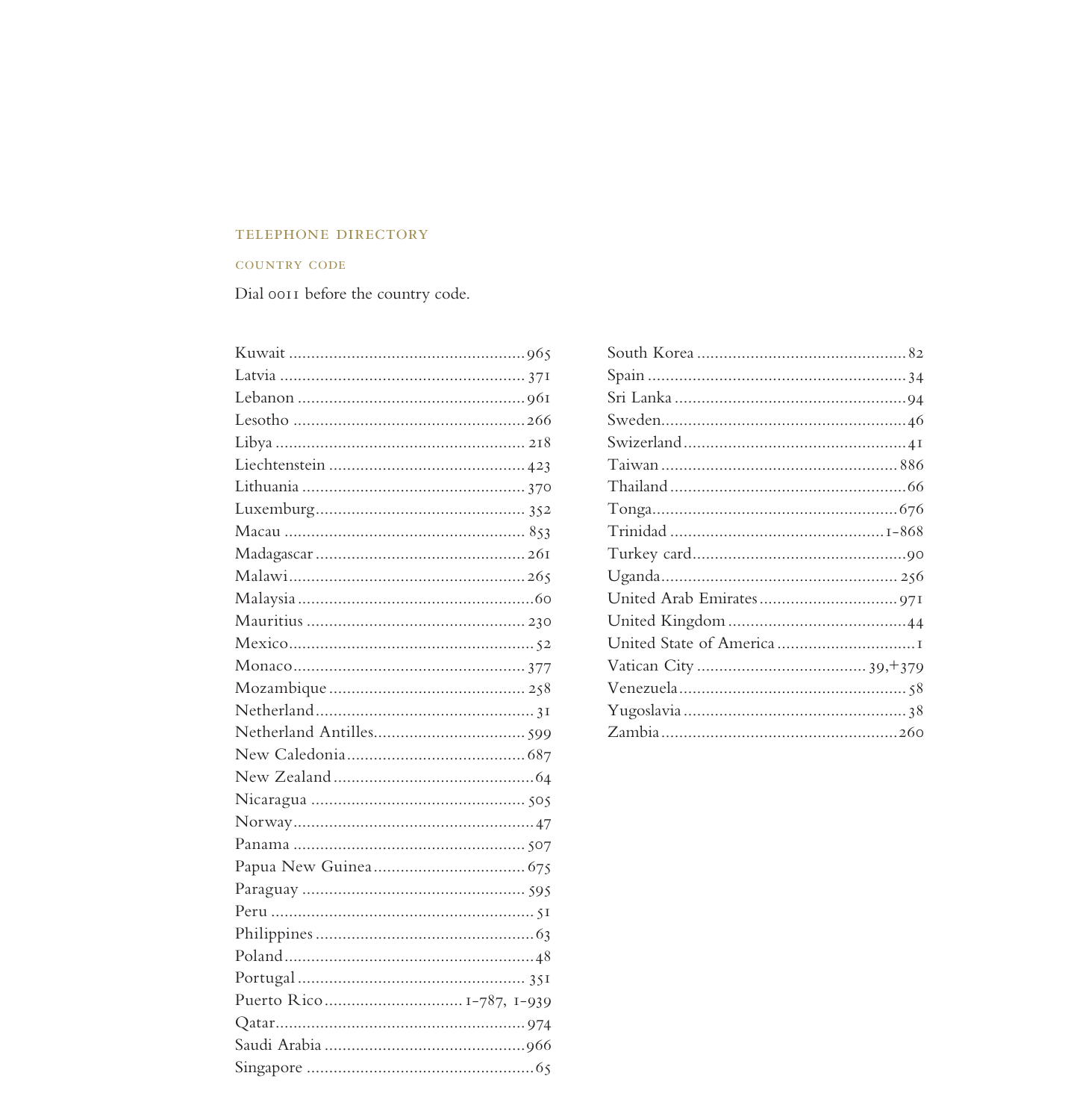## TELEPHONE DIRECTORY

### COUNTRY CODE

Dial 0011 before the country code.

| Country | Code |
|---|---|
| Kuwait | 965 |
| Latvia | 371 |
| Lebanon | 961 |
| Lesotho | 266 |
| Libya | 218 |
| Liechtenstein | 423 |
| Lithuania | 370 |
| Luxemburg | 352 |
| Macau | 853 |
| Madagascar | 261 |
| Malawi | 265 |
| Malaysia | 60 |
| Mauritius | 230 |
| Mexico | 52 |
| Monaco | 377 |
| Mozambique | 258 |
| Netherland | 31 |
| Netherland Antilles | 599 |
| New Caledonia | 687 |
| New Zealand | 64 |
| Nicaragua | 505 |
| Norway | 47 |
| Panama | 507 |
| Papua New Guinea | 675 |
| Paraguay | 595 |
| Peru | 51 |
| Philippines | 63 |
| Poland | 48 |
| Portugal | 351 |
| Puerto Rico | 1-787, 1-939 |
| Qatar | 974 |
| Saudi Arabia | 966 |
| Singapore | 65 |
| South Korea | 82 |
| Spain | 34 |
| Sri Lanka | 94 |
| Sweden | 46 |
| Swizerland | 41 |
| Taiwan | 886 |
| Thailand | 66 |
| Tonga | 676 |
| Trinidad | 1-868 |
| Turkey card | 90 |
| Uganda | 256 |
| United Arab Emirates | 971 |
| United Kingdom | 44 |
| United State of America | 1 |
| Vatican City | 39,+379 |
| Venezuela | 58 |
| Yugoslavia | 38 |
| Zambia | 260 |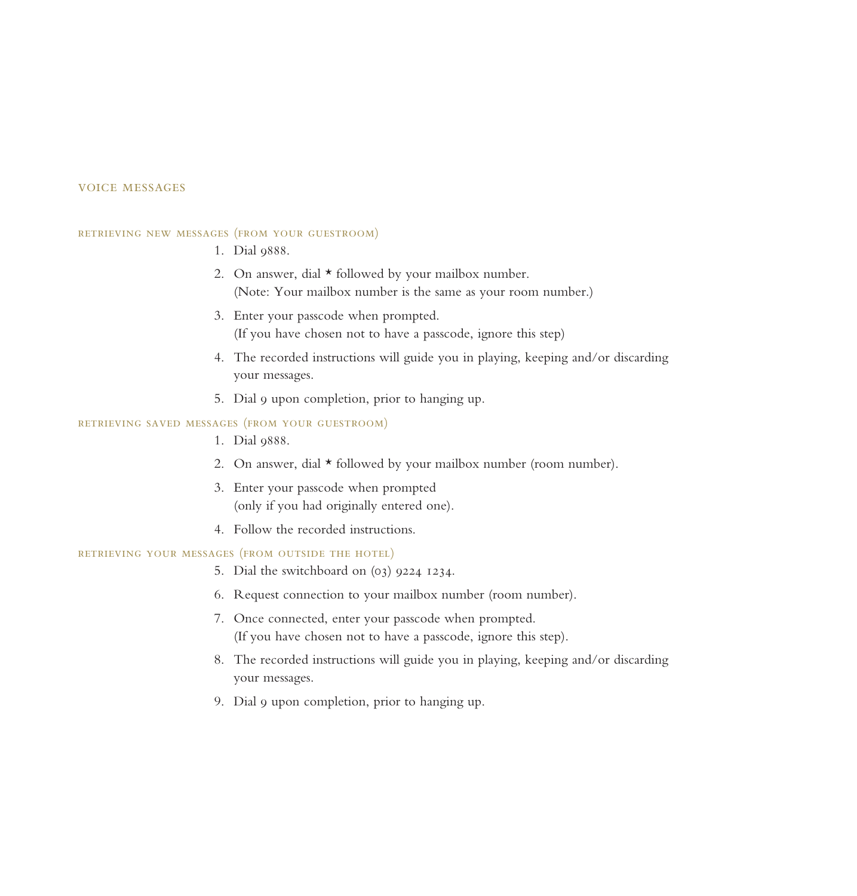# VOICE MESSAGES

## RETRIEVING NEW MESSAGES (FROM YOUR GUESTROOM)

1. Dial 9888.
2. On answer, dial * followed by your mailbox number.
   (Note: Your mailbox number is the same as your room number.)
3. Enter your passcode when prompted.
   (If you have chosen not to have a passcode, ignore this step)
4. The recorded instructions will guide you in playing, keeping and/or discarding your messages.
5. Dial 9 upon completion, prior to hanging up.

## RETRIEVING SAVED MESSAGES (FROM YOUR GUESTROOM)

1. Dial 9888.
2. On answer, dial * followed by your mailbox number (room number).
3. Enter your passcode when prompted
   (only if you had originally entered one).
4. Follow the recorded instructions.

## RETRIEVING YOUR MESSAGES (FROM OUTSIDE THE HOTEL)

5. Dial the switchboard on (03) 9224 1234.
6. Request connection to your mailbox number (room number).
7. Once connected, enter your passcode when prompted.
   (If you have chosen not to have a passcode, ignore this step).
8. The recorded instructions will guide you in playing, keeping and/or discarding your messages.
9. Dial 9 upon completion, prior to hanging up.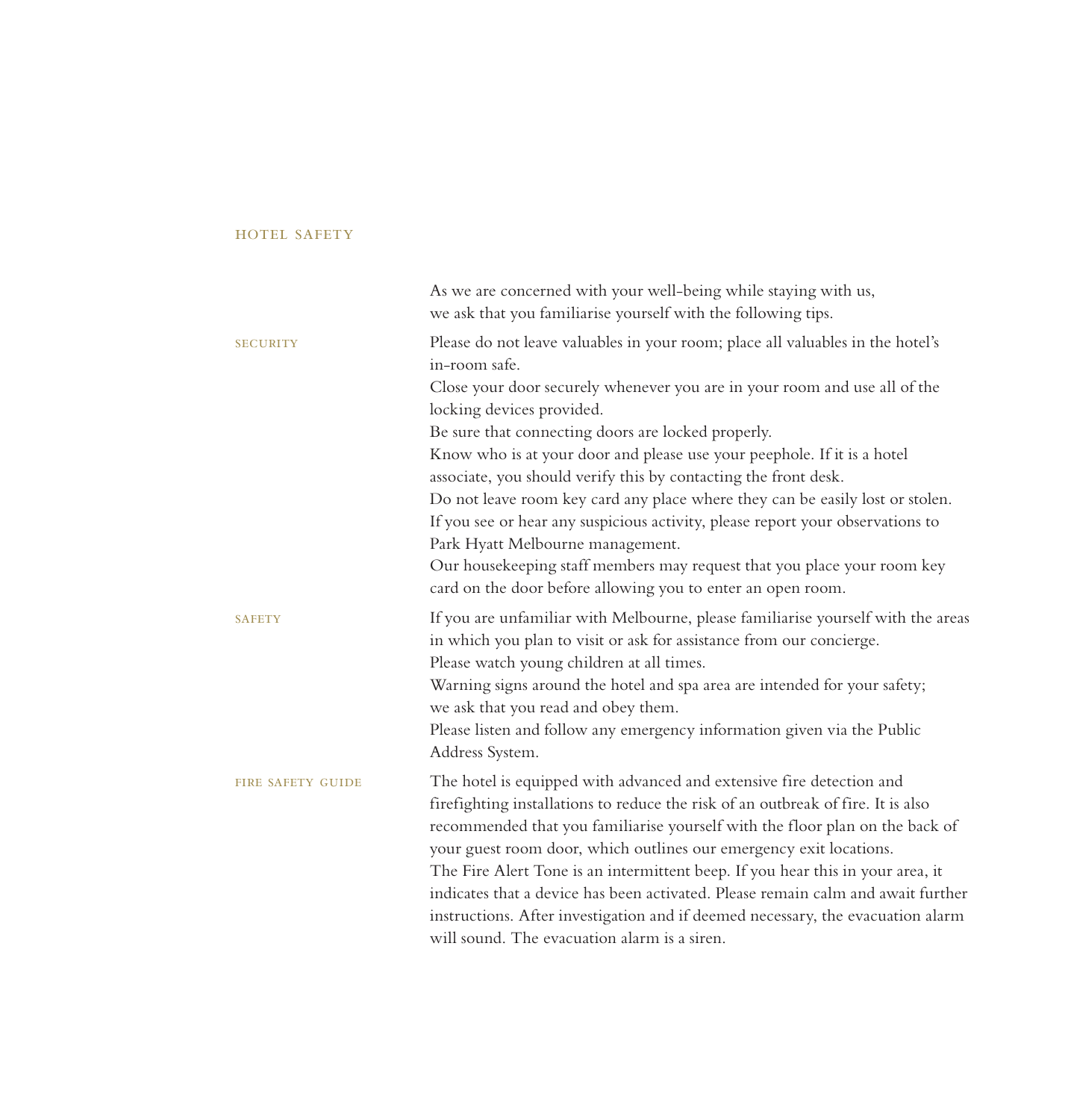# HOTEL SAFETY

As we are concerned with your well-being while staying with us, we ask that you familiarise yourself with the following tips.

## SECURITY

Please do not leave valuables in your room; place all valuables in the hotel's in-room safe.

Close your door securely whenever you are in your room and use all of the locking devices provided.

Be sure that connecting doors are locked properly.

Know who is at your door and please use your peephole. If it is a hotel associate, you should verify this by contacting the front desk.

Do not leave room key card any place where they can be easily lost or stolen.

If you see or hear any suspicious activity, please report your observations to Park Hyatt Melbourne management.

Our housekeeping staff members may request that you place your room key card on the door before allowing you to enter an open room.

## SAFETY

If you are unfamiliar with Melbourne, please familiarise yourself with the areas in which you plan to visit or ask for assistance from our concierge.

Please watch young children at all times.

Warning signs around the hotel and spa area are intended for your safety; we ask that you read and obey them.

Please listen and follow any emergency information given via the Public Address System.

## FIRE SAFETY GUIDE

The hotel is equipped with advanced and extensive fire detection and firefighting installations to reduce the risk of an outbreak of fire. It is also recommended that you familiarise yourself with the floor plan on the back of your guest room door, which outlines our emergency exit locations.

The Fire Alert Tone is an intermittent beep. If you hear this in your area, it indicates that a device has been activated. Please remain calm and await further instructions. After investigation and if deemed necessary, the evacuation alarm will sound. The evacuation alarm is a siren.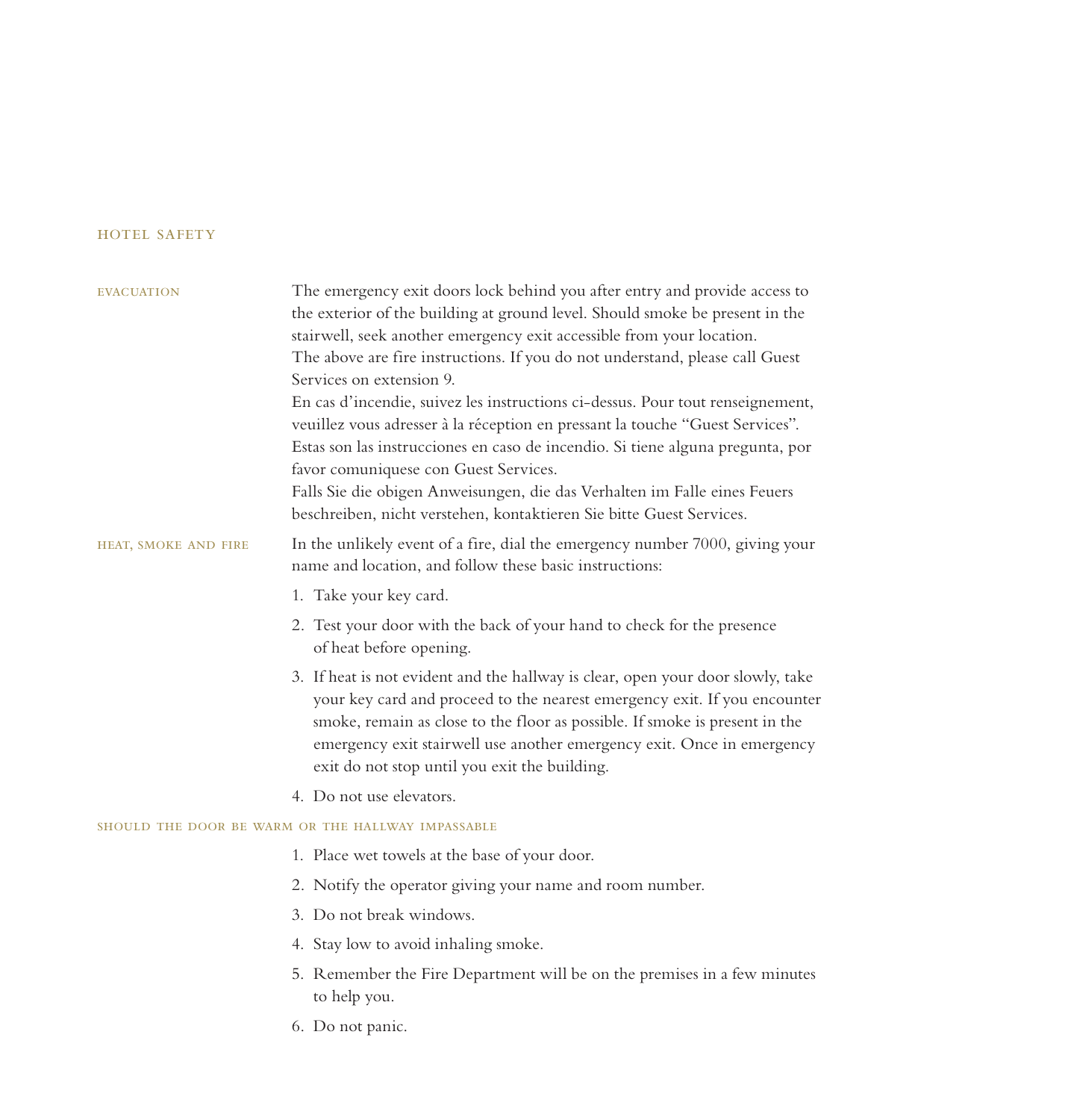# HOTEL SAFETY

## EVACUATION

The emergency exit doors lock behind you after entry and provide access to the exterior of the building at ground level. Should smoke be present in the stairwell, seek another emergency exit accessible from your location.
The above are fire instructions. If you do not understand, please call Guest Services on extension 9.
En cas d'incendie, suivez les instructions ci-dessus. Pour tout renseignement, veuillez vous adresser à la réception en pressant la touche "Guest Services".
Estas son las instrucciones en caso de incendio. Si tiene alguna pregunta, por favor comuniquese con Guest Services.
Falls Sie die obigen Anweisungen, die das Verhalten im Falle eines Feuers beschreiben, nicht verstehen, kontaktieren Sie bitte Guest Services.

## HEAT, SMOKE AND FIRE

In the unlikely event of a fire, dial the emergency number 7000, giving your name and location, and follow these basic instructions:

1. Take your key card.
2. Test your door with the back of your hand to check for the presence of heat before opening.
3. If heat is not evident and the hallway is clear, open your door slowly, take your key card and proceed to the nearest emergency exit. If you encounter smoke, remain as close to the floor as possible. If smoke is present in the emergency exit stairwell use another emergency exit. Once in emergency exit do not stop until you exit the building.
4. Do not use elevators.

## SHOULD THE DOOR BE WARM OR THE HALLWAY IMPASSABLE

1. Place wet towels at the base of your door.
2. Notify the operator giving your name and room number.
3. Do not break windows.
4. Stay low to avoid inhaling smoke.
5. Remember the Fire Department will be on the premises in a few minutes to help you.
6. Do not panic.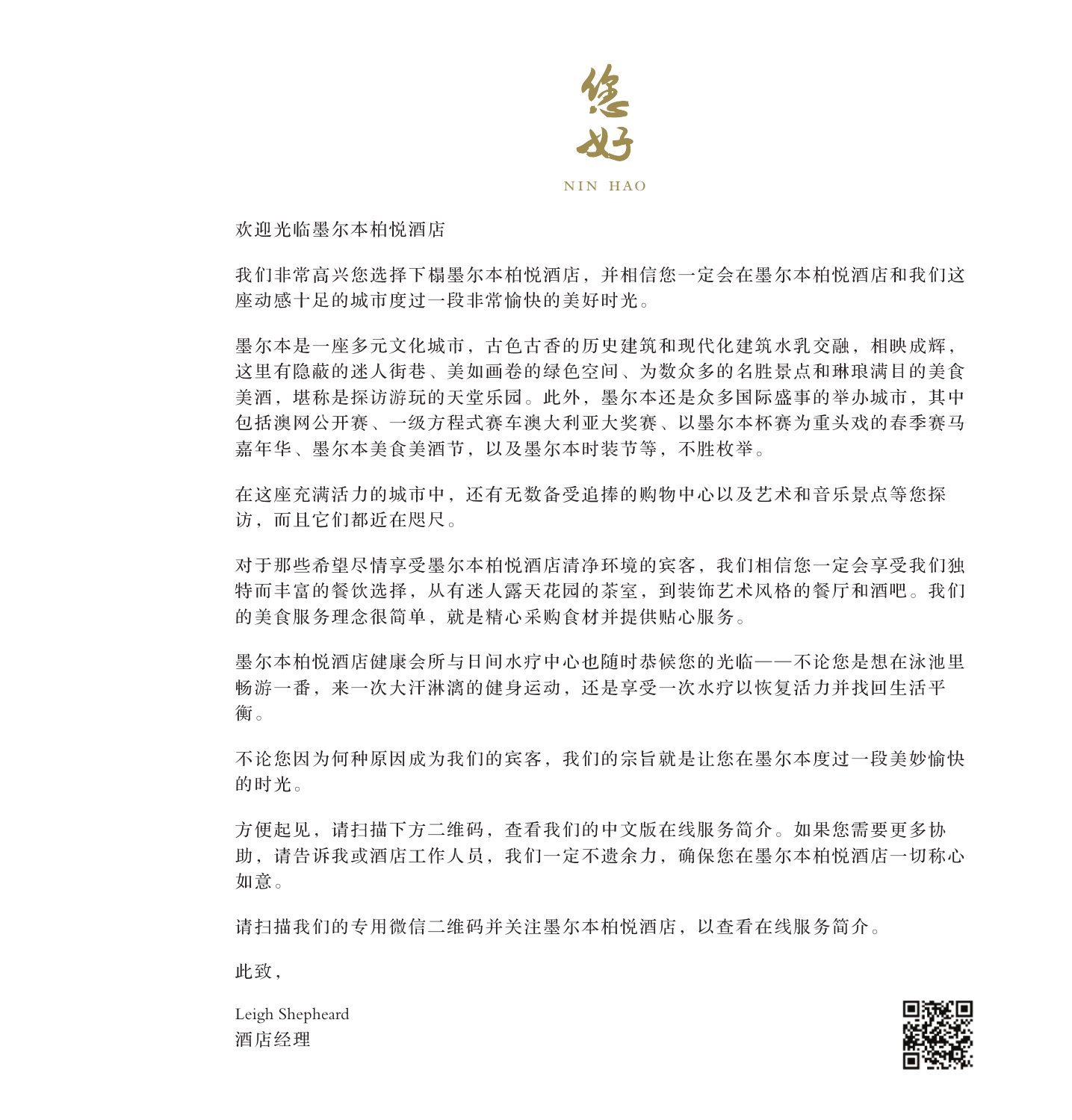# 您好

NIN HAO

欢迎光临墨尔本柏悦酒店

我们非常高兴您选择下榻墨尔本柏悦酒店，并相信您一定会在墨尔本柏悦酒店和我们这座动感十足的城市度过一段非常愉快的美好时光。

墨尔本是一座多元文化城市，古色古香的历史建筑和现代化建筑水乳交融，相映成辉，这里有隐蔽的迷人街巷、美如画卷的绿色空间、为数众多的名胜景点和琳琅满目的美食美酒，堪称是探访游玩的天堂乐园。此外，墨尔本还是众多国际盛事的举办城市，其中包括澳网公开赛、一级方程式赛车澳大利亚大奖赛、以墨尔本杯赛为重头戏的春季赛马嘉年华、墨尔本美食美酒节，以及墨尔本时装节等，不胜枚举。

在这座充满活力的城市中，还有无数备受追捧的购物中心以及艺术和音乐景点等您探访，而且它们都近在咫尺。

对于那些希望尽情享受墨尔本柏悦酒店清净环境的宾客，我们相信您一定会享受我们独特而丰富的餐饮选择，从有迷人露天花园的茶室，到装饰艺术风格的餐厅和酒吧。我们的美食服务理念很简单，就是精心采购食材并提供贴心服务。

墨尔本柏悦酒店健康会所与日间水疗中心也随时恭候您的光临——不论您是想在泳池里畅游一番，来一次大汗淋漓的健身运动，还是享受一次水疗以恢复活力并找回生活平衡。

不论您因为何种原因成为我们的宾客，我们的宗旨就是让您在墨尔本度过一段美妙愉快的时光。

方便起见，请扫描下方二维码，查看我们的中文版在线服务简介。如果您需要更多协助，请告诉我或酒店工作人员，我们一定不遗余力，确保您在墨尔本柏悦酒店一切称心如意。

请扫描我们的专用微信二维码并关注墨尔本柏悦酒店，以查看在线服务简介。

此致，

Leigh Shepheard
酒店经理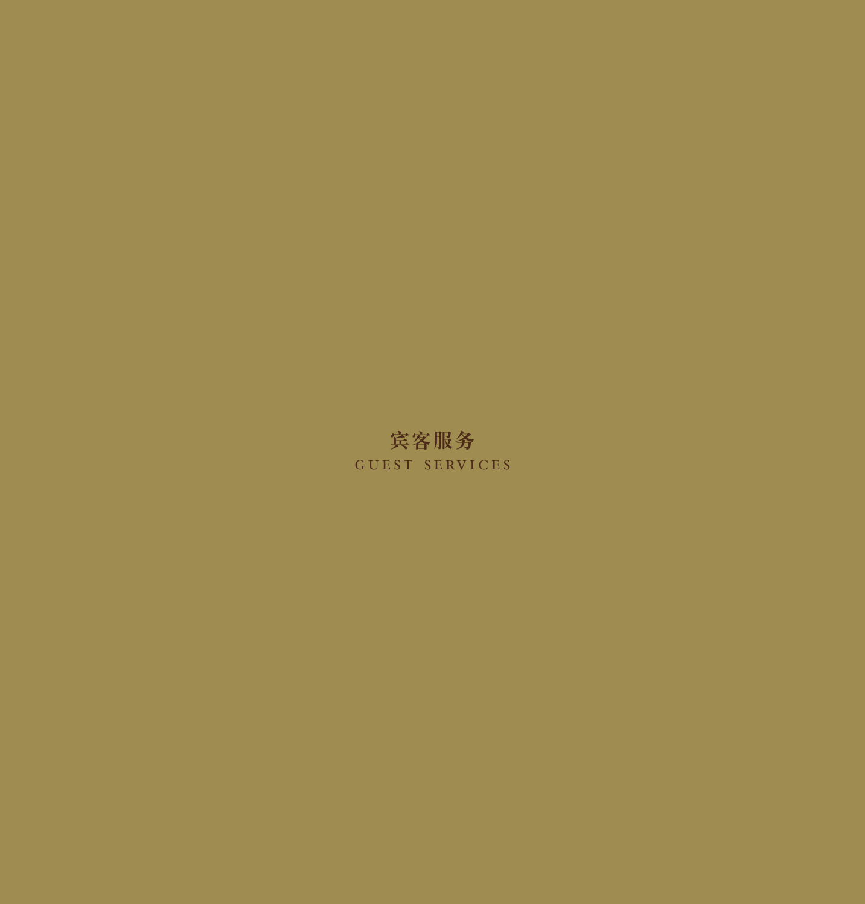# 宾客服务

## GUEST SERVICES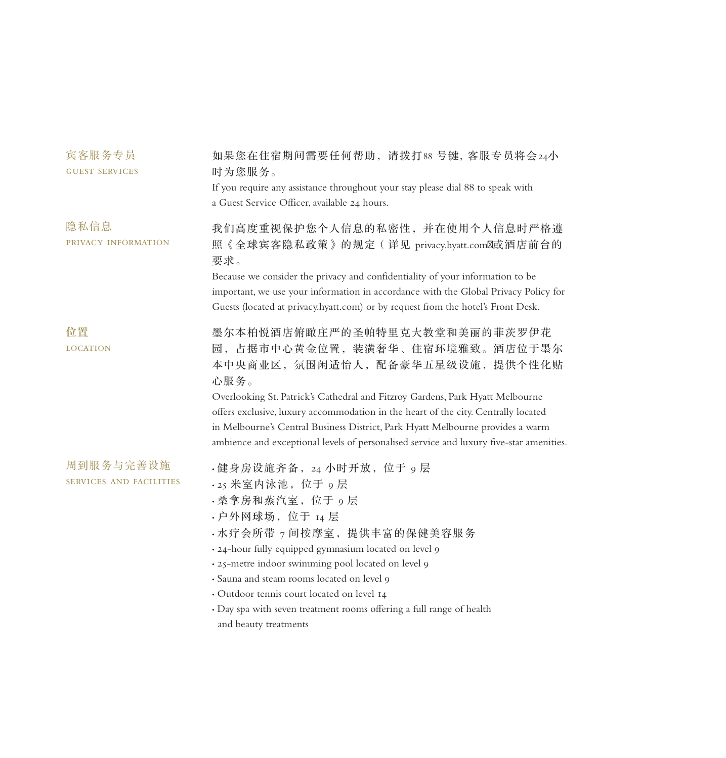## 宾客服务专员
GUEST SERVICES

如果您在住宿期间需要任何帮助，请拨打88 号键，客服专员将会24小时为您服务。

If you require any assistance throughout your stay please dial 88 to speak with a Guest Service Officer, available 24 hours.

## 隐私信息
PRIVACY INFORMATION

我们高度重视保护您个人信息的私密性，并在使用个人信息时严格遵照《全球宾客隐私政策》的规定（详见 privacy.hyatt.com或酒店前台的要求。

Because we consider the privacy and confidentiality of your information to be important, we use your information in accordance with the Global Privacy Policy for Guests (located at privacy.hyatt.com) or by request from the hotel's Front Desk.

## 位置
LOCATION

墨尔本柏悦酒店俯瞰庄严的圣帕特里克大教堂和美丽的菲茨罗伊花园，占据市中心黄金位置，装潢奢华、住宿环境雅致。酒店位于墨尔本中央商业区，氛围闲适怡人，配备豪华五星级设施，提供个性化贴心服务。

Overlooking St. Patrick's Cathedral and Fitzroy Gardens, Park Hyatt Melbourne offers exclusive, luxury accommodation in the heart of the city. Centrally located in Melbourne's Central Business District, Park Hyatt Melbourne provides a warm ambience and exceptional levels of personalised service and luxury five-star amenities.

## 周到服务与完善设施
SERVICES AND FACILITIES

- 健身房设施齐备，24 小时开放，位于 9 层
- 25 米室内泳池，位于 9 层
- 桑拿房和蒸汽室，位于 9 层
- 户外网球场，位于 14 层
- 水疗会所带 7 间按摩室，提供丰富的保健美容服务
- 24-hour fully equipped gymnasium located on level 9
- 25-metre indoor swimming pool located on level 9
- Sauna and steam rooms located on level 9
- Outdoor tennis court located on level 14
- Day spa with seven treatment rooms offering a full range of health and beauty treatments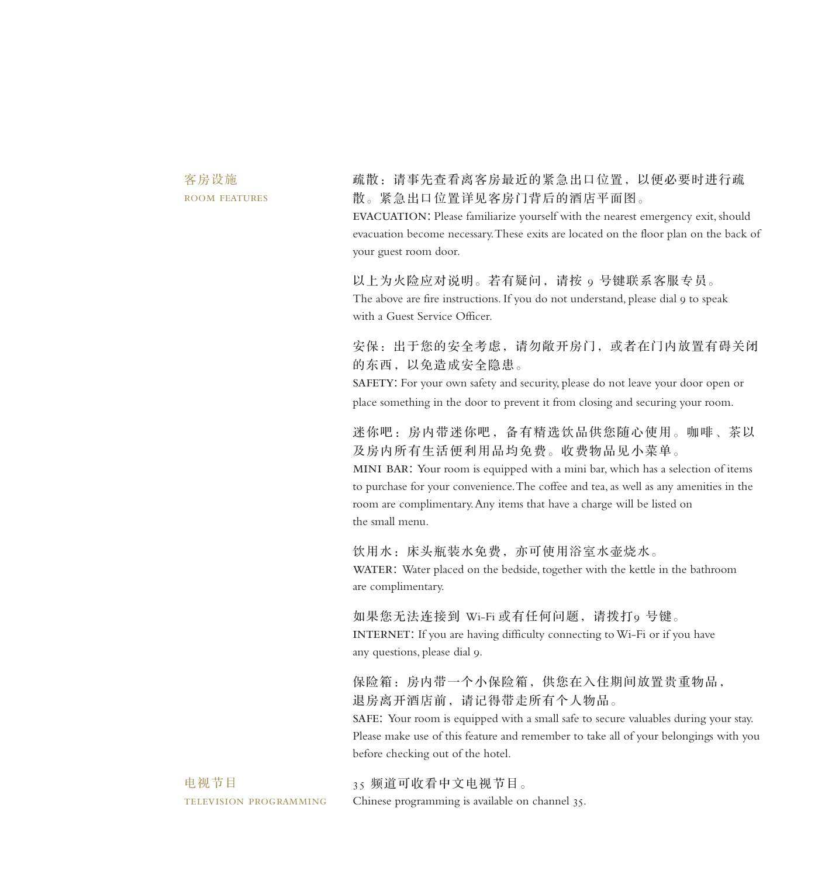## 客房设施
## ROOM FEATURES

疏散：请事先查看离客房最近的紧急出口位置，以便必要时进行疏散。紧急出口位置详见客房门背后的酒店平面图。

EVACUATION: Please familiarize yourself with the nearest emergency exit, should evacuation become necessary. These exits are located on the floor plan on the back of your guest room door.

以上为火险应对说明。若有疑问，请按 9 号键联系客服专员。

The above are fire instructions. If you do not understand, please dial 9 to speak with a Guest Service Officer.

安保：出于您的安全考虑，请勿敞开房门，或者在门内放置有碍关闭的东西，以免造成安全隐患。

SAFETY: For your own safety and security, please do not leave your door open or place something in the door to prevent it from closing and securing your room.

迷你吧：房内带迷你吧，备有精选饮品供您随心使用。咖啡、茶以及房内所有生活便利用品均免费。收费物品见小菜单。

MINI BAR: Your room is equipped with a mini bar, which has a selection of items to purchase for your convenience. The coffee and tea, as well as any amenities in the room are complimentary. Any items that have a charge will be listed on the small menu.

饮用水：床头瓶装水免费，亦可使用浴室水壶烧水。

WATER: Water placed on the bedside, together with the kettle in the bathroom are complimentary.

如果您无法连接到 Wi-Fi 或有任何问题，请拨打9 号键。

INTERNET: If you are having difficulty connecting to Wi-Fi or if you have any questions, please dial 9.

保险箱：房内带一个小保险箱，供您在入住期间放置贵重物品，退房离开酒店前，请记得带走所有个人物品。

SAFE: Your room is equipped with a small safe to secure valuables during your stay. Please make use of this feature and remember to take all of your belongings with you before checking out of the hotel.

## 电视节目
## TELEVISION PROGRAMMING

35 频道可收看中文电视节目。

Chinese programming is available on channel 35.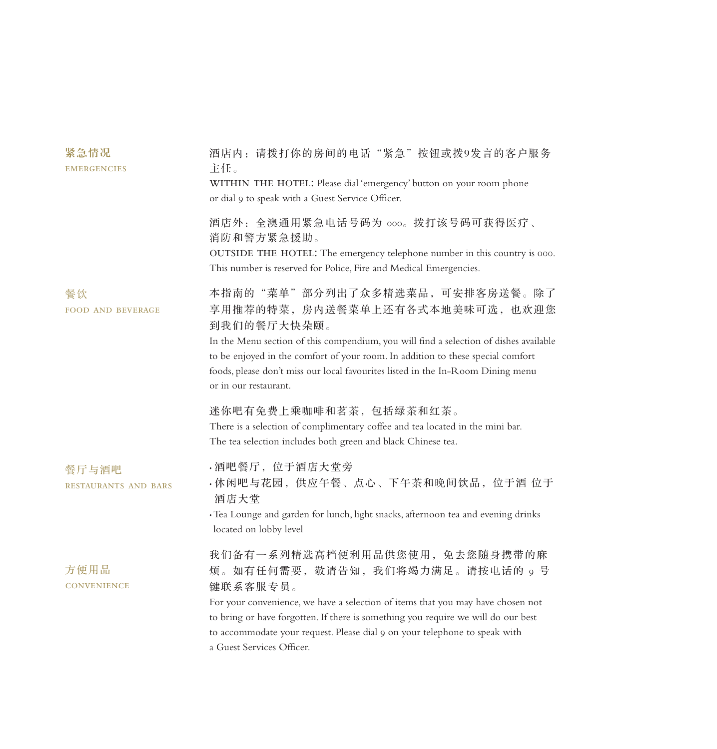## 紧急情况
EMERGENCIES

酒店内：请拨打你的房间的电话“紧急”按钮或拨9发言的客户服务主任。

WITHIN THE HOTEL: Please dial ‘emergency’ button on your room phone or dial 9 to speak with a Guest Service Officer.

酒店外：全澳通用紧急电话号码为 000。拨打该号码可获得医疗、消防和警方紧急援助。

OUTSIDE THE HOTEL: The emergency telephone number in this country is 000. This number is reserved for Police, Fire and Medical Emergencies.

## 餐饮
FOOD AND BEVERAGE

本指南的“菜单”部分列出了众多精选菜品，可安排客房送餐。除了享用推荐的特菜，房内送餐菜单上还有各式本地美味可选，也欢迎您到我们的餐厅大快朵颐。

In the Menu section of this compendium, you will find a selection of dishes available to be enjoyed in the comfort of your room. In addition to these special comfort foods, please don’t miss our local favourites listed in the In-Room Dining menu or in our restaurant.

迷你吧有免费上乘咖啡和茗茶，包括绿茶和红茶。

There is a selection of complimentary coffee and tea located in the mini bar. The tea selection includes both green and black Chinese tea.

## 餐厅与酒吧
RESTAURANTS AND BARS

- 酒吧餐厅，位于酒店大堂旁
- 休闲吧与花园，供应午餐、点心、下午茶和晚间饮品，位于酒 位于酒店大堂

- Tea Lounge and garden for lunch, light snacks, afternoon tea and evening drinks located on lobby level

## 方便用品
CONVENIENCE

我们备有一系列精选高档便利用品供您使用，免去您随身携带的麻烦。如有任何需要，敬请告知，我们将竭力满足。请按电话的 9 号键联系客服专员。

For your convenience, we have a selection of items that you may have chosen not to bring or have forgotten. If there is something you require we will do our best to accommodate your request. Please dial 9 on your telephone to speak with a Guest Services Officer.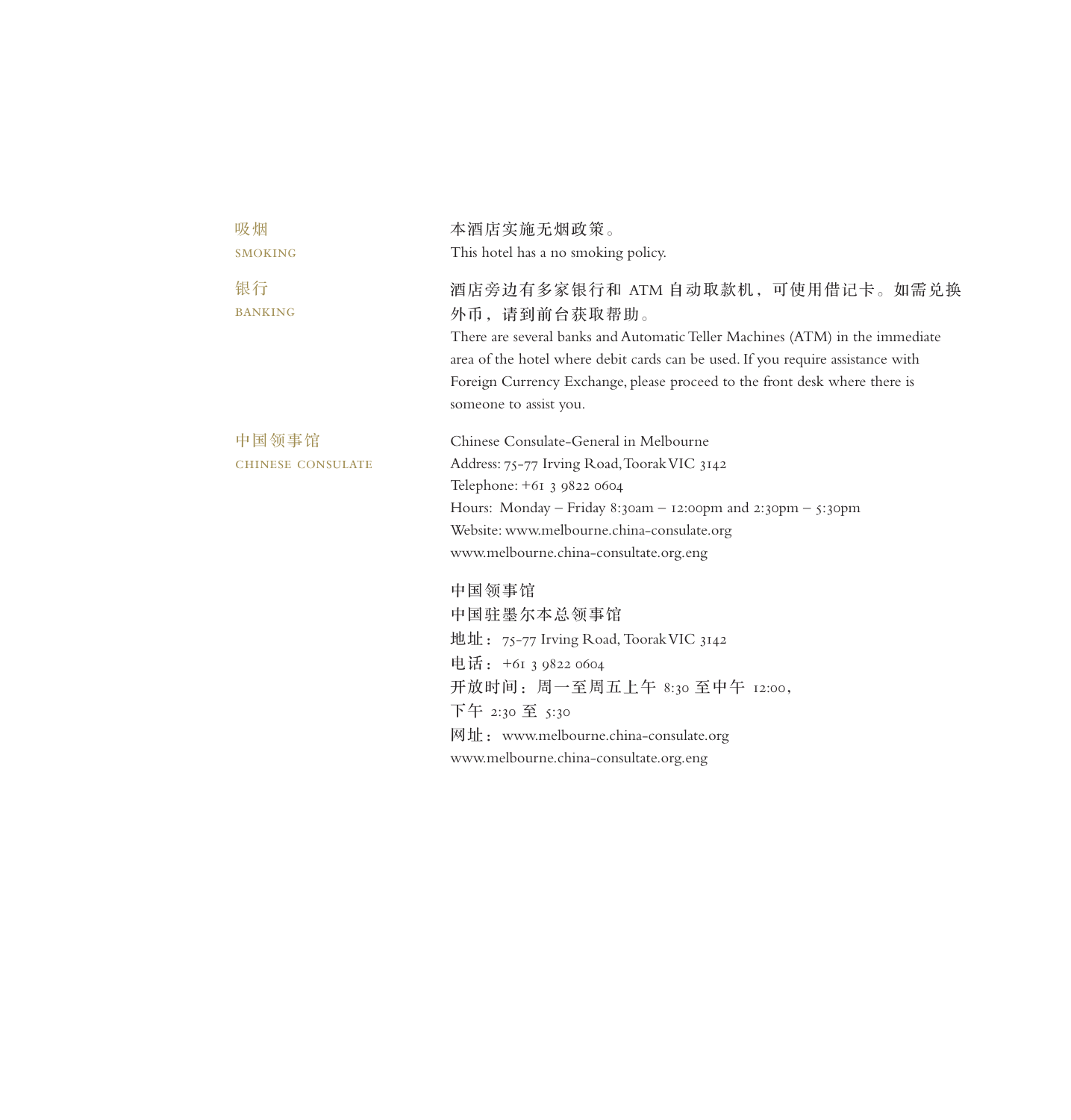## 吸烟

## SMOKING

本酒店实施无烟政策。

This hotel has a no smoking policy.

## 银行

## BANKING

酒店旁边有多家银行和 ATM 自动取款机，可使用借记卡。如需兑换外币，请到前台获取帮助。

There are several banks and Automatic Teller Machines (ATM) in the immediate area of the hotel where debit cards can be used. If you require assistance with Foreign Currency Exchange, please proceed to the front desk where there is someone to assist you.

## 中国领事馆

## CHINESE CONSULATE

Chinese Consulate-General in Melbourne
Address: 75-77 Irving Road, Toorak VIC 3142
Telephone: +61 3 9822 0604
Hours: Monday – Friday 8:30am – 12:00pm and 2:30pm – 5:30pm
Website: www.melbourne.china-consulate.org
www.melbourne.china-consultate.org.eng

中国领事馆
中国驻墨尔本总领事馆
地址：75-77 Irving Road, Toorak VIC 3142
电话：+61 3 9822 0604
开放时间：周一至周五上午 8:30 至中午 12:00，
下午 2:30 至 5:30
网址：www.melbourne.china-consulate.org
www.melbourne.china-consultate.org.eng